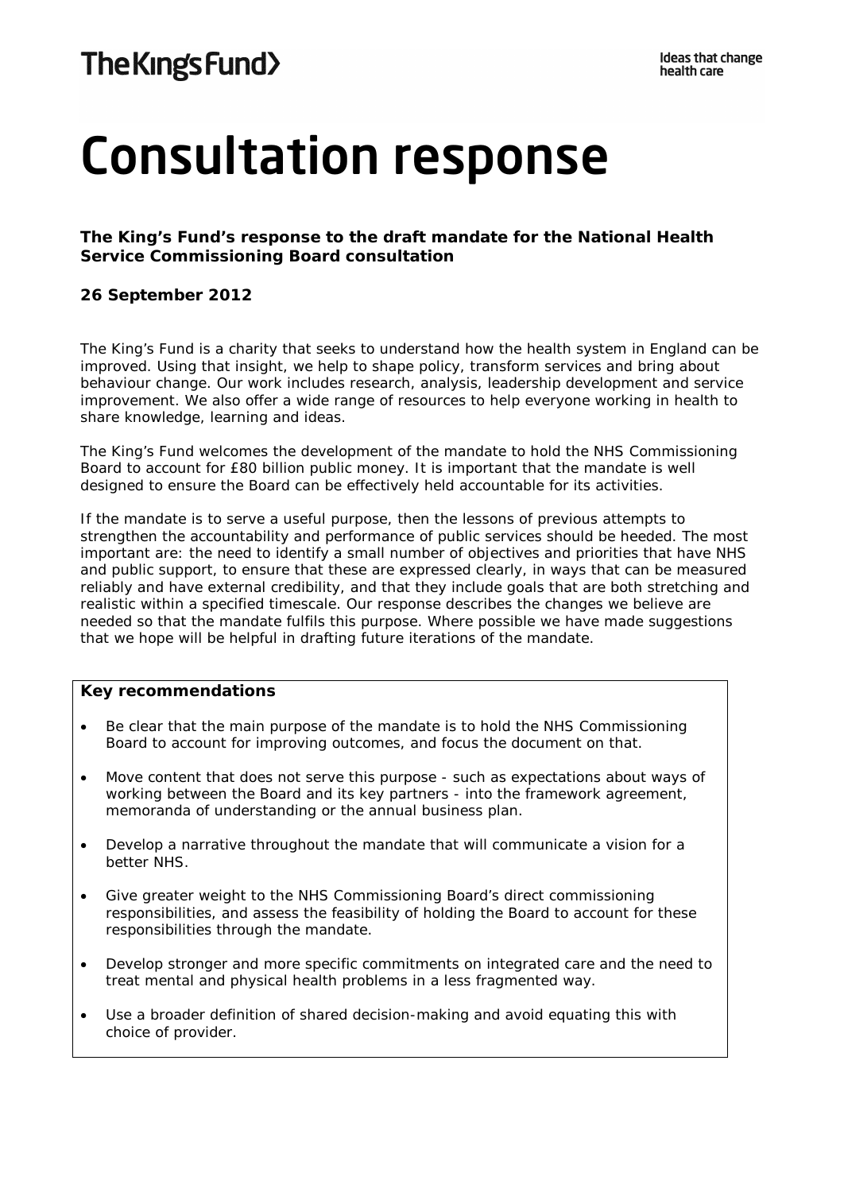The King's Fund

Ideas that change health care

# Consultation response

**The King's Fund's response to the draft mandate for the National Health Service Commissioning Board consultation**

**26 September 2012**

The King's Fund is a charity that seeks to understand how the health system in England can be improved. Using that insight, we help to shape policy, transform services and bring about behaviour change. Our work includes research, analysis, leadership development and service improvement. We also offer a wide range of resources to help everyone working in health to share knowledge, learning and ideas.

The King's Fund welcomes the development of the mandate to hold the NHS Commissioning Board to account for £80 billion public money. It is important that the mandate is well designed to ensure the Board can be effectively held accountable for its activities.

If the mandate is to serve a useful purpose, then the lessons of previous attempts to strengthen the accountability and performance of public services should be heeded. The most important are: the need to identify a small number of objectives and priorities that have NHS and public support, to ensure that these are expressed clearly, in ways that can be measured reliably and have external credibility, and that they include goals that are both stretching and realistic within a specified timescale. Our response describes the changes we believe are needed so that the mandate fulfils this purpose. Where possible we have made suggestions that we hope will be helpful in drafting future iterations of the mandate.

**Key recommendations**

- Be clear that the main purpose of the mandate is to hold the NHS Commissioning Board to account for improving outcomes, and focus the document on that.
- Move content that does not serve this purpose - such as expectations about ways of working between the Board and its key partners - into the framework agreement, memoranda of understanding or the annual business plan.
- Develop a narrative throughout the mandate that will communicate a vision for a better NHS.
- Give greater weight to the NHS Commissioning Board's direct commissioning responsibilities, and assess the feasibility of holding the Board to account for these responsibilities through the mandate.
- Develop stronger and more specific commitments on integrated care and the need to treat mental and physical health problems in a less fragmented way.
- Use a broader definition of shared decision-making and avoid equating this with choice of provider.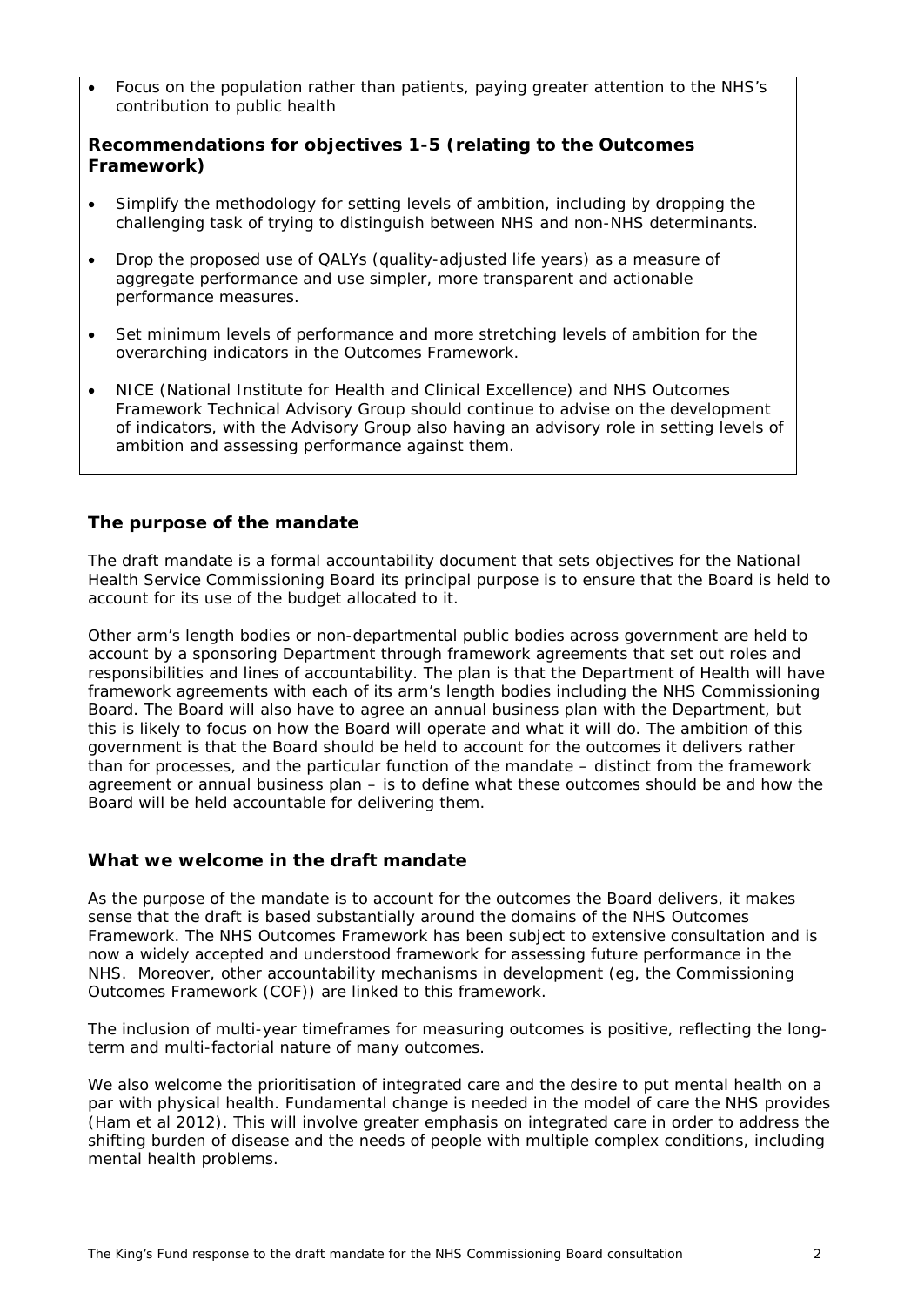- Focus on the population rather than patients, paying greater attention to the NHS's contribution to public health

**Recommendations for objectives 1-5 (relating to the Outcomes Framework)**

- Simplify the methodology for setting levels of ambition, including by dropping the challenging task of trying to distinguish between NHS and non-NHS determinants.
- Drop the proposed use of QALYs (quality-adjusted life years) as a measure of aggregate performance and use simpler, more transparent and actionable performance measures.
- Set minimum levels of performance and more stretching levels of ambition for the overarching indicators in the Outcomes Framework.
- NICE (National Institute for Health and Clinical Excellence) and NHS Outcomes Framework Technical Advisory Group should continue to advise on the development of indicators, with the Advisory Group also having an advisory role in setting levels of ambition and assessing performance against them.

## The purpose of the mandate

The draft mandate is a formal accountability document that sets objectives for the National Health Service Commissioning Board its principal purpose is to ensure that the Board is held to account for its use of the budget allocated to it.

Other arm's length bodies or non-departmental public bodies across government are held to account by a sponsoring Department through framework agreements that set out roles and responsibilities and lines of accountability. The plan is that the Department of Health will have framework agreements with each of its arm's length bodies including the NHS Commissioning Board. The Board will also have to agree an annual business plan with the Department, but this is likely to focus on how the Board will operate and what it will do. The ambition of this government is that the Board should be held to account for the outcomes it delivers rather than for processes, and the particular function of the mandate – distinct from the framework agreement or annual business plan – is to define what these outcomes should be and how the Board will be held accountable for delivering them.

## What we welcome in the draft mandate

As the purpose of the mandate is to account for the outcomes the Board delivers, it makes sense that the draft is based substantially around the domains of the NHS Outcomes Framework. The NHS Outcomes Framework has been subject to extensive consultation and is now a widely accepted and understood framework for assessing future performance in the NHS. Moreover, other accountability mechanisms in development (eg, the Commissioning Outcomes Framework (COF)) are linked to this framework.

The inclusion of multi-year timeframes for measuring outcomes is positive, reflecting the long-term and multi-factorial nature of many outcomes.

We also welcome the prioritisation of integrated care and the desire to put mental health on a par with physical health. Fundamental change is needed in the model of care the NHS provides (Ham et al 2012). This will involve greater emphasis on integrated care in order to address the shifting burden of disease and the needs of people with multiple complex conditions, including mental health problems.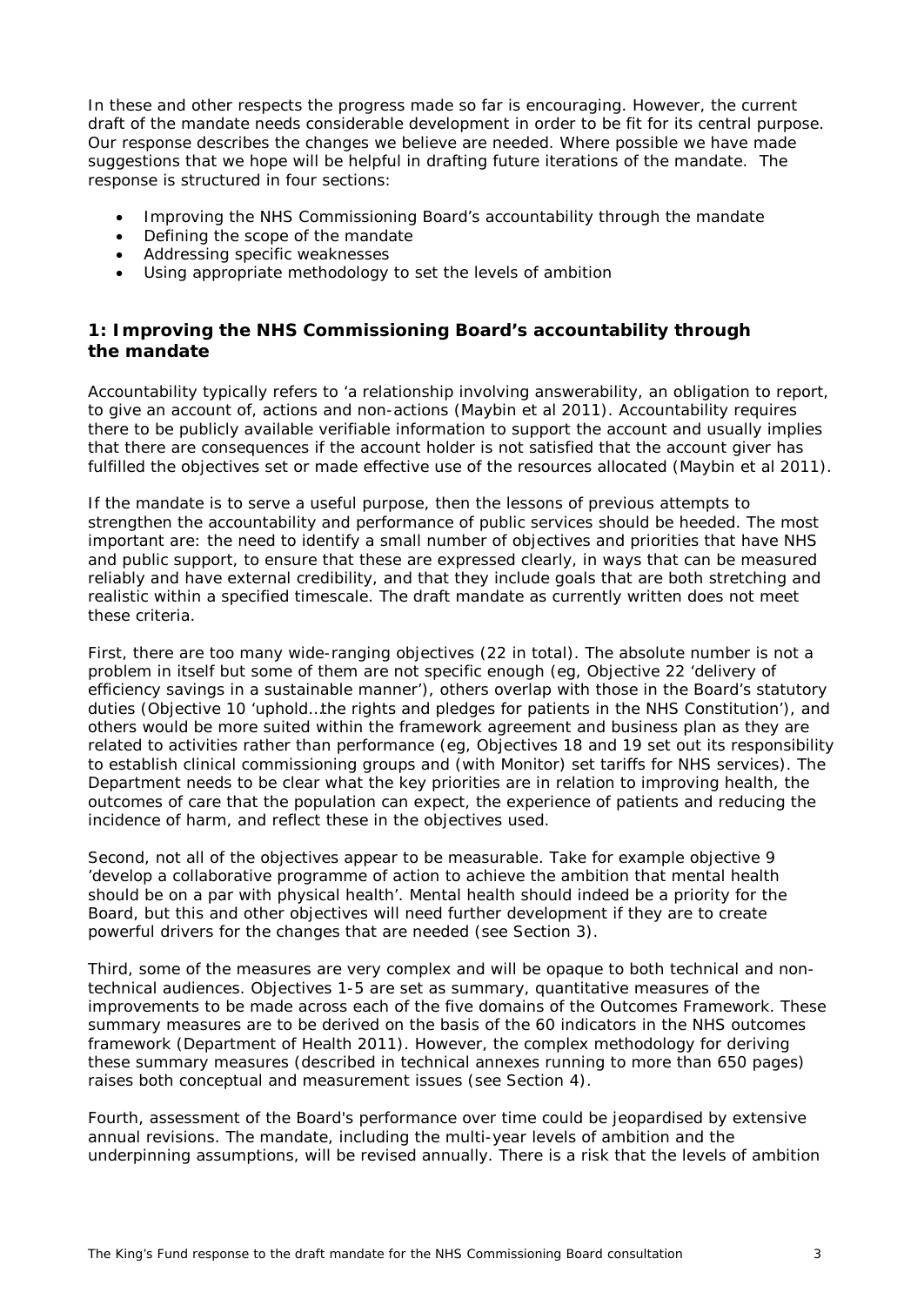In these and other respects the progress made so far is encouraging. However, the current draft of the mandate needs considerable development in order to be fit for its central purpose. Our response describes the changes we believe are needed. Where possible we have made suggestions that we hope will be helpful in drafting future iterations of the mandate. The response is structured in four sections:

- Improving the NHS Commissioning Board's accountability through the mandate
- Defining the scope of the mandate
- Addressing specific weaknesses
- Using appropriate methodology to set the levels of ambition

## 1: Improving the NHS Commissioning Board's accountability through the mandate

Accountability typically refers to 'a relationship involving answerability, an obligation to report, to give an account of, actions and non-actions (Maybin et al 2011). Accountability requires there to be publicly available verifiable information to support the account and usually implies that there are consequences if the account holder is not satisfied that the account giver has fulfilled the objectives set or made effective use of the resources allocated (Maybin et al 2011).

If the mandate is to serve a useful purpose, then the lessons of previous attempts to strengthen the accountability and performance of public services should be heeded. The most important are: the need to identify a small number of objectives and priorities that have NHS and public support, to ensure that these are expressed clearly, in ways that can be measured reliably and have external credibility, and that they include goals that are both stretching and realistic within a specified timescale. The draft mandate as currently written does not meet these criteria.

First, there are too many wide-ranging objectives (22 in total). The absolute number is not a problem in itself but some of them are not specific enough (eg, Objective 22 'delivery of efficiency savings in a sustainable manner'), others overlap with those in the Board's statutory duties (Objective 10 'uphold…the rights and pledges for patients in the NHS Constitution'), and others would be more suited within the framework agreement and business plan as they are related to activities rather than performance (eg, Objectives 18 and 19 set out its responsibility to establish clinical commissioning groups and (with Monitor) set tariffs for NHS services). The Department needs to be clear what the key priorities are in relation to improving health, the outcomes of care that the population can expect, the experience of patients and reducing the incidence of harm, and reflect these in the objectives used.

Second, not all of the objectives appear to be measurable. Take for example objective 9 'develop a collaborative programme of action to achieve the ambition that mental health should be on a par with physical health'. Mental health should indeed be a priority for the Board, but this and other objectives will need further development if they are to create powerful drivers for the changes that are needed (see Section 3).

Third, some of the measures are very complex and will be opaque to both technical and non-technical audiences. Objectives 1-5 are set as summary, quantitative measures of the improvements to be made across each of the five domains of the Outcomes Framework. These summary measures are to be derived on the basis of the 60 indicators in the NHS outcomes framework (Department of Health 2011). However, the complex methodology for deriving these summary measures (described in technical annexes running to more than 650 pages) raises both conceptual and measurement issues (see Section 4).

Fourth, assessment of the Board's performance over time could be jeopardised by extensive annual revisions. The mandate, including the multi-year levels of ambition and the underpinning assumptions, will be revised annually. There is a risk that the levels of ambition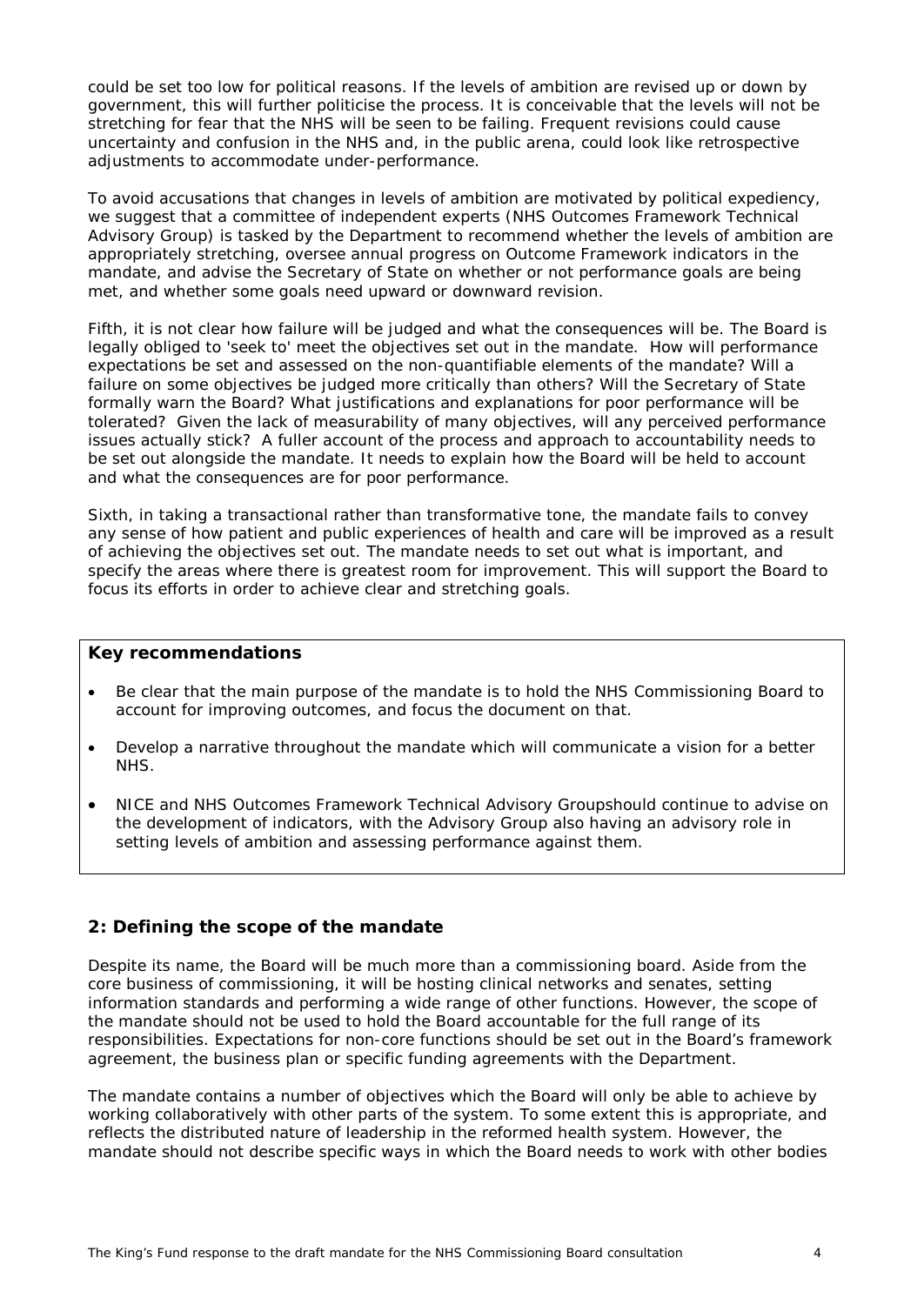could be set too low for political reasons. If the levels of ambition are revised up or down by government, this will further politicise the process. It is conceivable that the levels will not be stretching for fear that the NHS will be seen to be failing. Frequent revisions could cause uncertainty and confusion in the NHS and, in the public arena, could look like retrospective adjustments to accommodate under-performance.

To avoid accusations that changes in levels of ambition are motivated by political expediency, we suggest that a committee of independent experts (NHS Outcomes Framework Technical Advisory Group) is tasked by the Department to recommend whether the levels of ambition are appropriately stretching, oversee annual progress on Outcome Framework indicators in the mandate, and advise the Secretary of State on whether or not performance goals are being met, and whether some goals need upward or downward revision.

Fifth, it is not clear how failure will be judged and what the consequences will be. The Board is legally obliged to 'seek to' meet the objectives set out in the mandate. How will performance expectations be set and assessed on the non-quantifiable elements of the mandate? Will a failure on some objectives be judged more critically than others? Will the Secretary of State formally warn the Board? What justifications and explanations for poor performance will be tolerated? Given the lack of measurability of many objectives, will any perceived performance issues actually stick? A fuller account of the process and approach to accountability needs to be set out alongside the mandate. It needs to explain how the Board will be held to account and what the consequences are for poor performance.

Sixth, in taking a transactional rather than transformative tone, the mandate fails to convey any sense of how patient and public experiences of health and care will be improved as a result of achieving the objectives set out. The mandate needs to set out what is important, and specify the areas where there is greatest room for improvement. This will support the Board to focus its efforts in order to achieve clear and stretching goals.

**Key recommendations**

- Be clear that the main purpose of the mandate is to hold the NHS Commissioning Board to account for improving outcomes, and focus the document on that.
- Develop a narrative throughout the mandate which will communicate a vision for a better NHS.
- NICE and NHS Outcomes Framework Technical Advisory Groupshould continue to advise on the development of indicators, with the Advisory Group also having an advisory role in setting levels of ambition and assessing performance against them.

## 2: Defining the scope of the mandate

Despite its name, the Board will be much more than a commissioning board. Aside from the core business of commissioning, it will be hosting clinical networks and senates, setting information standards and performing a wide range of other functions. However, the scope of the mandate should not be used to hold the Board accountable for the full range of its responsibilities. Expectations for non-core functions should be set out in the Board's framework agreement, the business plan or specific funding agreements with the Department.

The mandate contains a number of objectives which the Board will only be able to achieve by working collaboratively with other parts of the system. To some extent this is appropriate, and reflects the distributed nature of leadership in the reformed health system. However, the mandate should not describe specific ways in which the Board needs to work with other bodies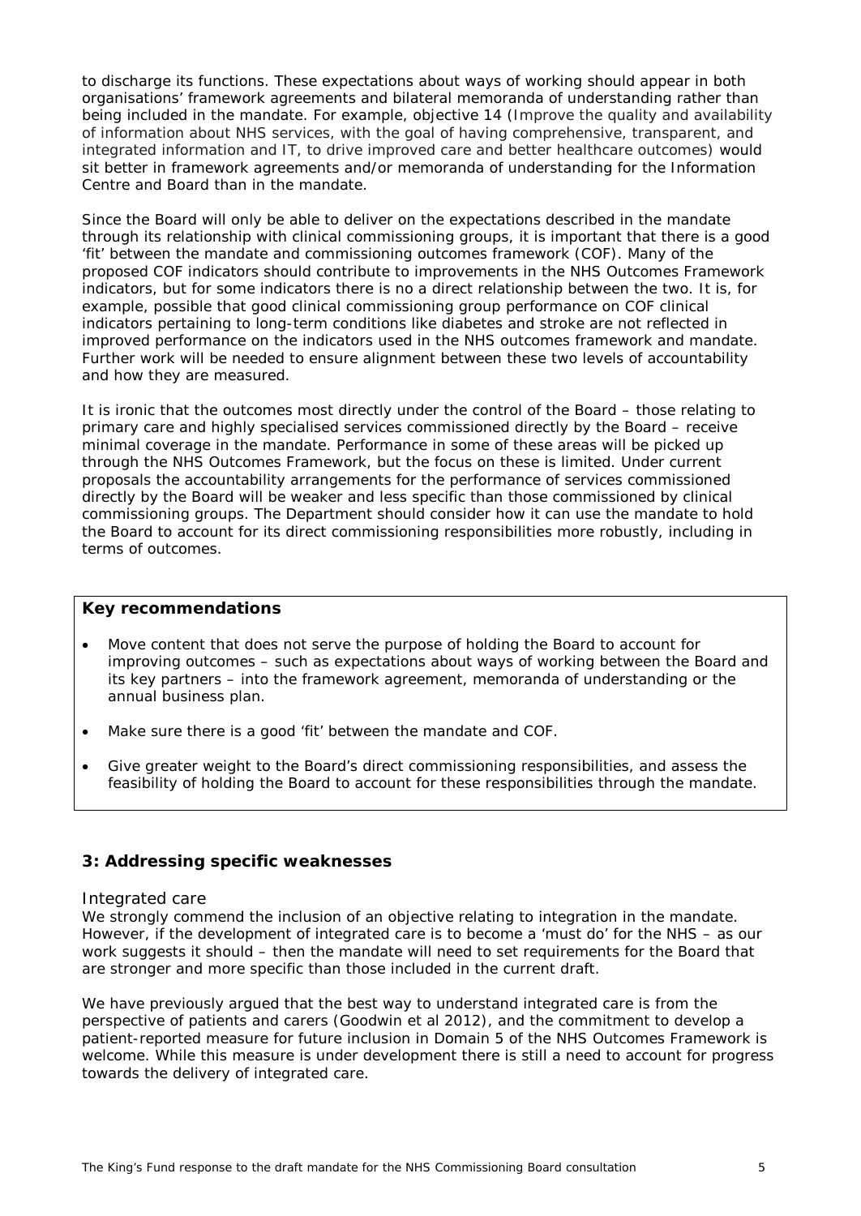to discharge its functions. These expectations about ways of working should appear in both organisations' framework agreements and bilateral memoranda of understanding rather than being included in the mandate. For example, objective 14 (Improve the quality and availability of information about NHS services, with the goal of having comprehensive, transparent, and integrated information and IT, to drive improved care and better healthcare outcomes) would sit better in framework agreements and/or memoranda of understanding for the Information Centre and Board than in the mandate.

Since the Board will only be able to deliver on the expectations described in the mandate through its relationship with clinical commissioning groups, it is important that there is a good 'fit' between the mandate and commissioning outcomes framework (COF). Many of the proposed COF indicators should contribute to improvements in the NHS Outcomes Framework indicators, but for some indicators there is no a direct relationship between the two. It is, for example, possible that good clinical commissioning group performance on COF clinical indicators pertaining to long-term conditions like diabetes and stroke are not reflected in improved performance on the indicators used in the NHS outcomes framework and mandate. Further work will be needed to ensure alignment between these two levels of accountability and how they are measured.

It is ironic that the outcomes most directly under the control of the Board – those relating to primary care and highly specialised services commissioned directly by the Board – receive minimal coverage in the mandate. Performance in some of these areas will be picked up through the NHS Outcomes Framework, but the focus on these is limited. Under current proposals the accountability arrangements for the performance of services commissioned directly by the Board will be weaker and less specific than those commissioned by clinical commissioning groups. The Department should consider how it can use the mandate to hold the Board to account for its direct commissioning responsibilities more robustly, including in terms of outcomes.

**Key recommendations**

- Move content that does not serve the purpose of holding the Board to account for improving outcomes – such as expectations about ways of working between the Board and its key partners – into the framework agreement, memoranda of understanding or the annual business plan.
- Make sure there is a good 'fit' between the mandate and COF.
- Give greater weight to the Board's direct commissioning responsibilities, and assess the feasibility of holding the Board to account for these responsibilities through the mandate.

## 3: Addressing specific weaknesses

### Integrated care

We strongly commend the inclusion of an objective relating to integration in the mandate. However, if the development of integrated care is to become a 'must do' for the NHS – as our work suggests it should – then the mandate will need to set requirements for the Board that are stronger and more specific than those included in the current draft.

We have previously argued that the best way to understand integrated care is from the perspective of patients and carers (Goodwin et al 2012), and the commitment to develop a patient-reported measure for future inclusion in Domain 5 of the NHS Outcomes Framework is welcome. While this measure is under development there is still a need to account for progress towards the delivery of integrated care.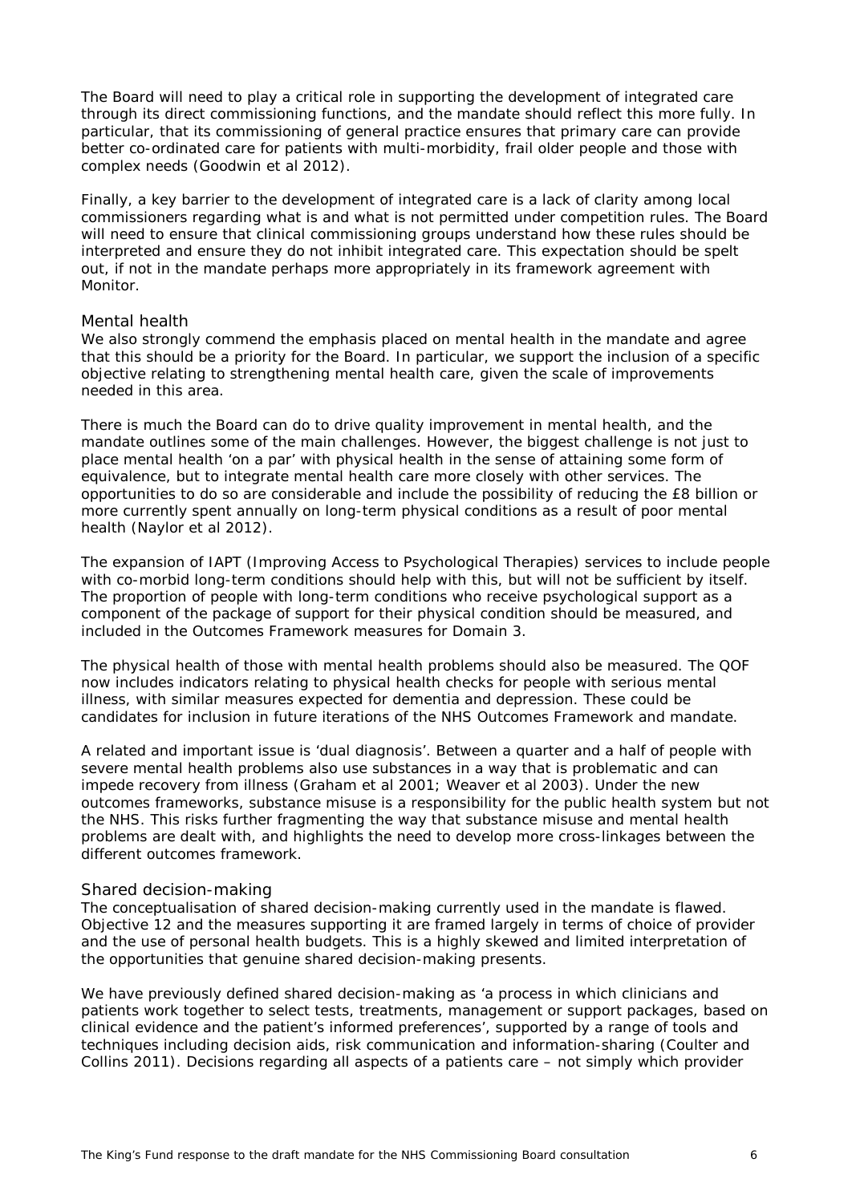The Board will need to play a critical role in supporting the development of integrated care through its direct commissioning functions, and the mandate should reflect this more fully. In particular, that its commissioning of general practice ensures that primary care can provide better co-ordinated care for patients with multi-morbidity, frail older people and those with complex needs (Goodwin et al 2012).

Finally, a key barrier to the development of integrated care is a lack of clarity among local commissioners regarding what is and what is not permitted under competition rules. The Board will need to ensure that clinical commissioning groups understand how these rules should be interpreted and ensure they do not inhibit integrated care. This expectation should be spelt out, if not in the mandate perhaps more appropriately in its framework agreement with Monitor.

## Mental health

We also strongly commend the emphasis placed on mental health in the mandate and agree that this should be a priority for the Board. In particular, we support the inclusion of a specific objective relating to strengthening mental health care, given the scale of improvements needed in this area.

There is much the Board can do to drive quality improvement in mental health, and the mandate outlines some of the main challenges. However, the biggest challenge is not just to place mental health 'on a par' with physical health in the sense of attaining some form of equivalence, but to integrate mental health care more closely with other services. The opportunities to do so are considerable and include the possibility of reducing the £8 billion or more currently spent annually on long-term physical conditions as a result of poor mental health (Naylor et al 2012).

The expansion of IAPT (Improving Access to Psychological Therapies) services to include people with co-morbid long-term conditions should help with this, but will not be sufficient by itself. The proportion of people with long-term conditions who receive psychological support as a component of the package of support for their physical condition should be measured, and included in the Outcomes Framework measures for Domain 3.

The physical health of those with mental health problems should also be measured. The QOF now includes indicators relating to physical health checks for people with serious mental illness, with similar measures expected for dementia and depression. These could be candidates for inclusion in future iterations of the NHS Outcomes Framework and mandate.

A related and important issue is 'dual diagnosis'. Between a quarter and a half of people with severe mental health problems also use substances in a way that is problematic and can impede recovery from illness (Graham et al 2001; Weaver et al 2003). Under the new outcomes frameworks, substance misuse is a responsibility for the public health system but not the NHS. This risks further fragmenting the way that substance misuse and mental health problems are dealt with, and highlights the need to develop more cross-linkages between the different outcomes framework.

## Shared decision-making

The conceptualisation of shared decision-making currently used in the mandate is flawed. Objective 12 and the measures supporting it are framed largely in terms of choice of provider and the use of personal health budgets. This is a highly skewed and limited interpretation of the opportunities that genuine shared decision-making presents.

We have previously defined shared decision-making as 'a process in which clinicians and patients work together to select tests, treatments, management or support packages, based on clinical evidence and the patient's informed preferences', supported by a range of tools and techniques including decision aids, risk communication and information-sharing (Coulter and Collins 2011). Decisions regarding all aspects of a patients care – not simply which provider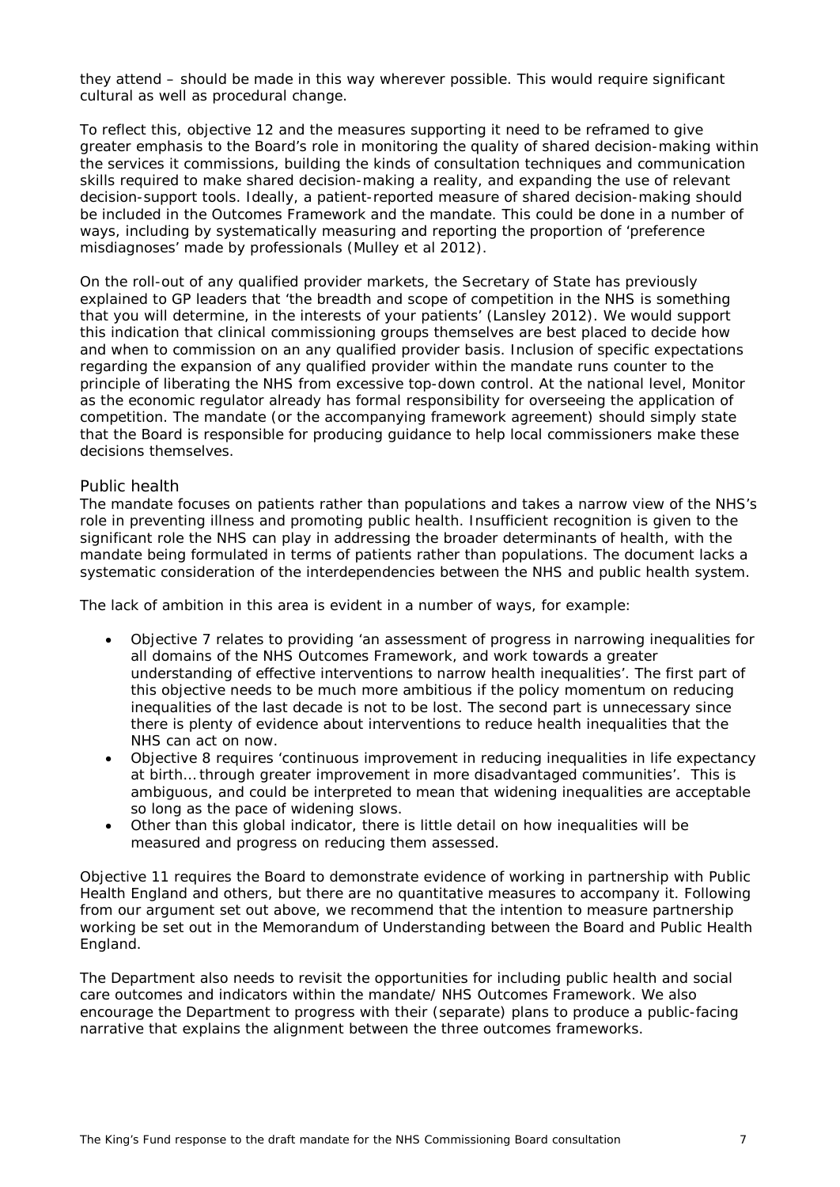they attend – should be made in this way wherever possible. This would require significant cultural as well as procedural change.

To reflect this, objective 12 and the measures supporting it need to be reframed to give greater emphasis to the Board's role in monitoring the quality of shared decision-making within the services it commissions, building the kinds of consultation techniques and communication skills required to make shared decision-making a reality, and expanding the use of relevant decision-support tools. Ideally, a patient-reported measure of shared decision-making should be included in the Outcomes Framework and the mandate. This could be done in a number of ways, including by systematically measuring and reporting the proportion of 'preference misdiagnoses' made by professionals (Mulley et al 2012).

On the roll-out of any qualified provider markets, the Secretary of State has previously explained to GP leaders that 'the breadth and scope of competition in the NHS is something that you will determine, in the interests of your patients' (Lansley 2012). We would support this indication that clinical commissioning groups themselves are best placed to decide how and when to commission on an any qualified provider basis. Inclusion of specific expectations regarding the expansion of any qualified provider within the mandate runs counter to the principle of liberating the NHS from excessive top-down control. At the national level, Monitor as the economic regulator already has formal responsibility for overseeing the application of competition. The mandate (or the accompanying framework agreement) should simply state that the Board is responsible for producing guidance to help local commissioners make these decisions themselves.

## Public health

The mandate focuses on patients rather than populations and takes a narrow view of the NHS's role in preventing illness and promoting public health. Insufficient recognition is given to the significant role the NHS can play in addressing the broader determinants of health, with the mandate being formulated in terms of patients rather than populations. The document lacks a systematic consideration of the interdependencies between the NHS and public health system.

The lack of ambition in this area is evident in a number of ways, for example:

- Objective 7 relates to providing 'an assessment of progress in narrowing inequalities for all domains of the NHS Outcomes Framework, and work towards a greater understanding of effective interventions to narrow health inequalities'. The first part of this objective needs to be much more ambitious if the policy momentum on reducing inequalities of the last decade is not to be lost. The second part is unnecessary since there is plenty of evidence about interventions to reduce health inequalities that the NHS can act on now.
- Objective 8 requires 'continuous improvement in reducing inequalities in life expectancy at birth… through greater improvement in more disadvantaged communities'. This is ambiguous, and could be interpreted to mean that widening inequalities are acceptable so long as the pace of widening slows.
- Other than this global indicator, there is little detail on how inequalities will be measured and progress on reducing them assessed.

Objective 11 requires the Board to demonstrate evidence of working in partnership with Public Health England and others, but there are no quantitative measures to accompany it. Following from our argument set out above, we recommend that the intention to measure partnership working be set out in the Memorandum of Understanding between the Board and Public Health England.

The Department also needs to revisit the opportunities for including public health and social care outcomes and indicators within the mandate/ NHS Outcomes Framework. We also encourage the Department to progress with their (separate) plans to produce a public-facing narrative that explains the alignment between the three outcomes frameworks.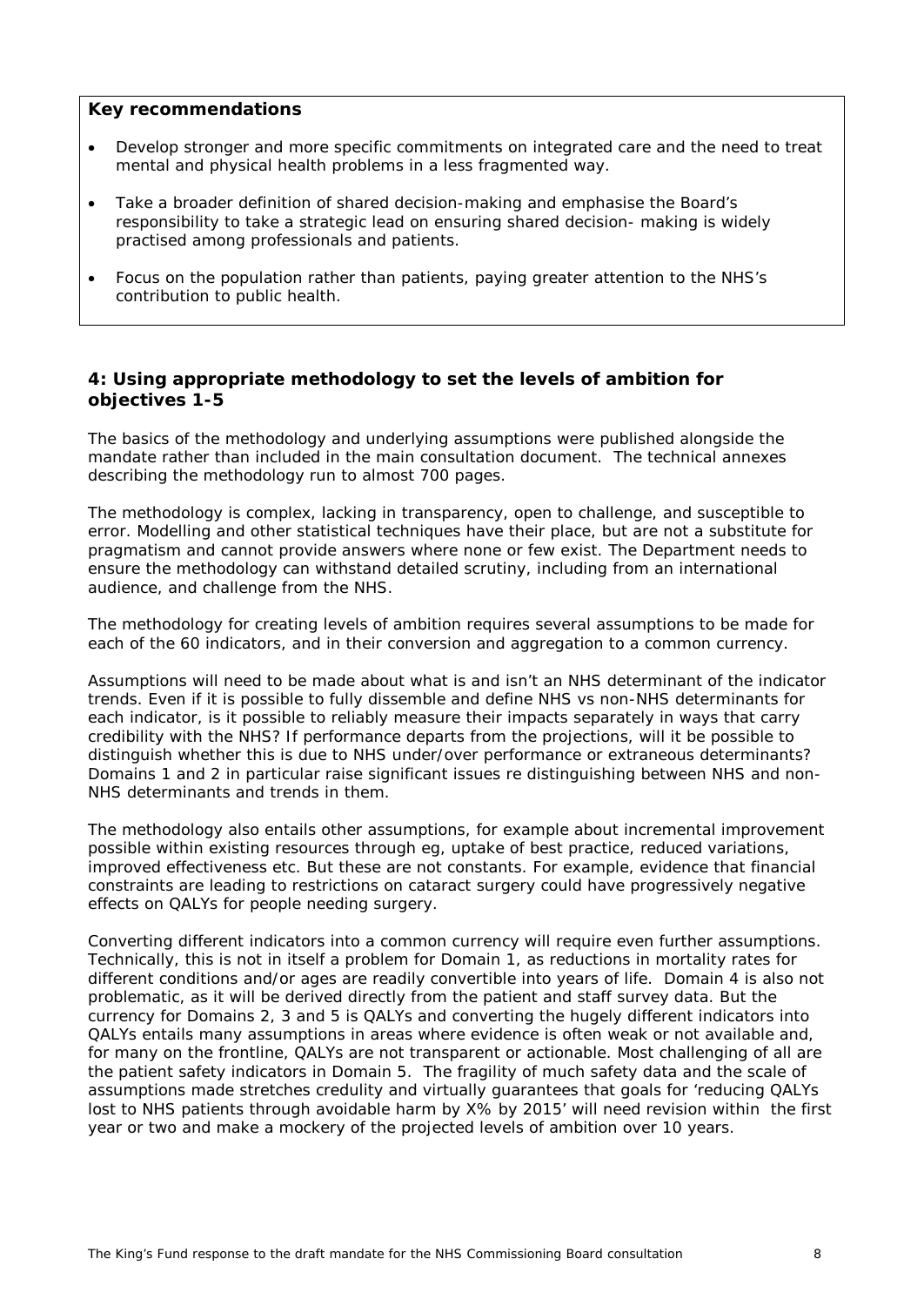**Key recommendations**

- Develop stronger and more specific commitments on integrated care and the need to treat mental and physical health problems in a less fragmented way.
- Take a broader definition of shared decision-making and emphasise the Board's responsibility to take a strategic lead on ensuring shared decision- making is widely practised among professionals and patients.
- Focus on the population rather than patients, paying greater attention to the NHS's contribution to public health.

### 4: Using appropriate methodology to set the levels of ambition for objectives 1-5

The basics of the methodology and underlying assumptions were published alongside the mandate rather than included in the main consultation document. The technical annexes describing the methodology run to almost 700 pages.

The methodology is complex, lacking in transparency, open to challenge, and susceptible to error. Modelling and other statistical techniques have their place, but are not a substitute for pragmatism and cannot provide answers where none or few exist. The Department needs to ensure the methodology can withstand detailed scrutiny, including from an international audience, and challenge from the NHS.

The methodology for creating levels of ambition requires several assumptions to be made for each of the 60 indicators, and in their conversion and aggregation to a common currency.

Assumptions will need to be made about what is and isn't an NHS determinant of the indicator trends. Even if it is possible to fully dissemble and define NHS vs non-NHS determinants for each indicator, is it possible to reliably measure their impacts separately in ways that carry credibility with the NHS? If performance departs from the projections, will it be possible to distinguish whether this is due to NHS under/over performance or extraneous determinants? Domains 1 and 2 in particular raise significant issues re distinguishing between NHS and non-NHS determinants and trends in them.

The methodology also entails other assumptions, for example about incremental improvement possible within existing resources through eg, uptake of best practice, reduced variations, improved effectiveness etc. But these are not constants. For example, evidence that financial constraints are leading to restrictions on cataract surgery could have progressively negative effects on QALYs for people needing surgery.

Converting different indicators into a common currency will require even further assumptions. Technically, this is not in itself a problem for Domain 1, as reductions in mortality rates for different conditions and/or ages are readily convertible into years of life. Domain 4 is also not problematic, as it will be derived directly from the patient and staff survey data. But the currency for Domains 2, 3 and 5 is QALYs and converting the hugely different indicators into QALYs entails many assumptions in areas where evidence is often weak or not available and, for many on the frontline, QALYs are not transparent or actionable. Most challenging of all are the patient safety indicators in Domain 5. The fragility of much safety data and the scale of assumptions made stretches credulity and virtually guarantees that goals for 'reducing QALYs lost to NHS patients through avoidable harm by X% by 2015' will need revision within the first year or two and make a mockery of the projected levels of ambition over 10 years.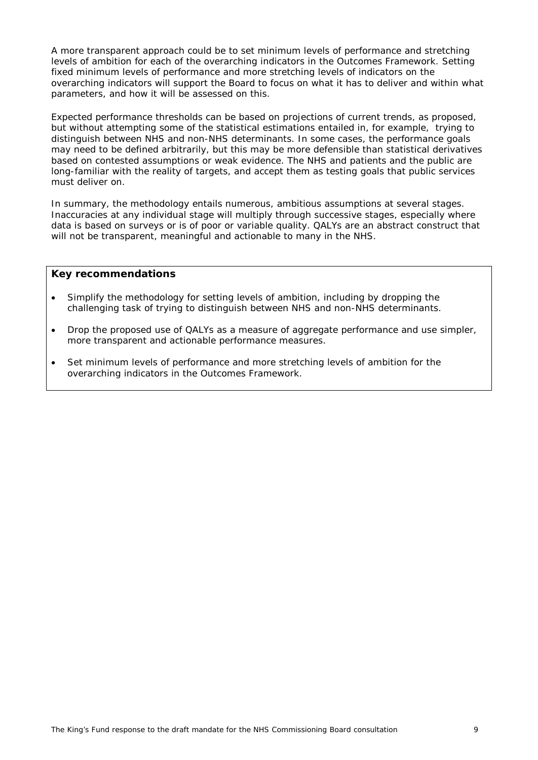A more transparent approach could be to set minimum levels of performance and stretching levels of ambition for each of the overarching indicators in the Outcomes Framework. Setting fixed minimum levels of performance and more stretching levels of indicators on the overarching indicators will support the Board to focus on what it has to deliver and within what parameters, and how it will be assessed on this.

Expected performance thresholds can be based on projections of current trends, as proposed, but without attempting some of the statistical estimations entailed in, for example, trying to distinguish between NHS and non-NHS determinants. In some cases, the performance goals may need to be defined arbitrarily, but this may be more defensible than statistical derivatives based on contested assumptions or weak evidence. The NHS and patients and the public are long-familiar with the reality of targets, and accept them as testing goals that public services must deliver on.

In summary, the methodology entails numerous, ambitious assumptions at several stages. Inaccuracies at any individual stage will multiply through successive stages, especially where data is based on surveys or is of poor or variable quality. QALYs are an abstract construct that will not be transparent, meaningful and actionable to many in the NHS.

**Key recommendations**

- Simplify the methodology for setting levels of ambition, including by dropping the challenging task of trying to distinguish between NHS and non-NHS determinants.
- Drop the proposed use of QALYs as a measure of aggregate performance and use simpler, more transparent and actionable performance measures.
- Set minimum levels of performance and more stretching levels of ambition for the overarching indicators in the Outcomes Framework.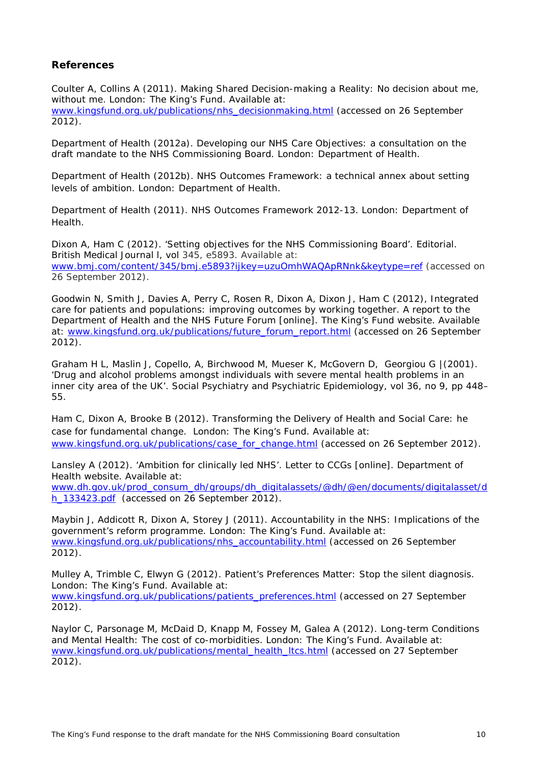## References

Coulter A, Collins A (2011). Making Shared Decision-making a Reality: No decision about me, without me. London: The King's Fund. Available at: www.kingsfund.org.uk/publications/nhs_decisionmaking.html (accessed on 26 September 2012).

Department of Health (2012a). Developing our NHS Care Objectives: a consultation on the draft mandate to the NHS Commissioning Board. London: Department of Health.

Department of Health (2012b). NHS Outcomes Framework: a technical annex about setting levels of ambition. London: Department of Health.

Department of Health (2011). NHS Outcomes Framework 2012-13. London: Department of Health.

Dixon A, Ham C (2012). 'Setting objectives for the NHS Commissioning Board'. Editorial. British Medical Journal l, vol 345, e5893. Available at: www.bmj.com/content/345/bmj.e5893?ijkey=uzuOmhWAQApRNnk&keytype=ref (accessed on 26 September 2012).

Goodwin N, Smith J, Davies A, Perry C, Rosen R, Dixon A, Dixon J, Ham C (2012), Integrated care for patients and populations: improving outcomes by working together. A report to the Department of Health and the NHS Future Forum [online]. The King's Fund website. Available at: www.kingsfund.org.uk/publications/future_forum_report.html (accessed on 26 September 2012).

Graham H L, Maslin J, Copello, A, Birchwood M, Mueser K, McGovern D, Georgiou G |(2001). 'Drug and alcohol problems amongst individuals with severe mental health problems in an inner city area of the UK'. Social Psychiatry and Psychiatric Epidemiology, vol 36, no 9, pp 448–55.

Ham C, Dixon A, Brooke B (2012). Transforming the Delivery of Health and Social Care: he case for fundamental change. London: The King's Fund. Available at: www.kingsfund.org.uk/publications/case_for_change.html (accessed on 26 September 2012).

Lansley A (2012). 'Ambition for clinically led NHS'. Letter to CCGs [online]. Department of Health website. Available at: www.dh.gov.uk/prod_consum_dh/groups/dh_digitalassets/@dh/@en/documents/digitalasset/dh_133423.pdf (accessed on 26 September 2012).

Maybin J, Addicott R, Dixon A, Storey J (2011). Accountability in the NHS: Implications of the government's reform programme. London: The King's Fund. Available at: www.kingsfund.org.uk/publications/nhs_accountability.html (accessed on 26 September 2012).

Mulley A, Trimble C, Elwyn G (2012). Patient's Preferences Matter: Stop the silent diagnosis. London: The King's Fund. Available at: www.kingsfund.org.uk/publications/patients_preferences.html (accessed on 27 September 2012).

Naylor C, Parsonage M, McDaid D, Knapp M, Fossey M, Galea A (2012). Long-term Conditions and Mental Health: The cost of co-morbidities. London: The King's Fund. Available at: www.kingsfund.org.uk/publications/mental_health_ltcs.html (accessed on 27 September 2012).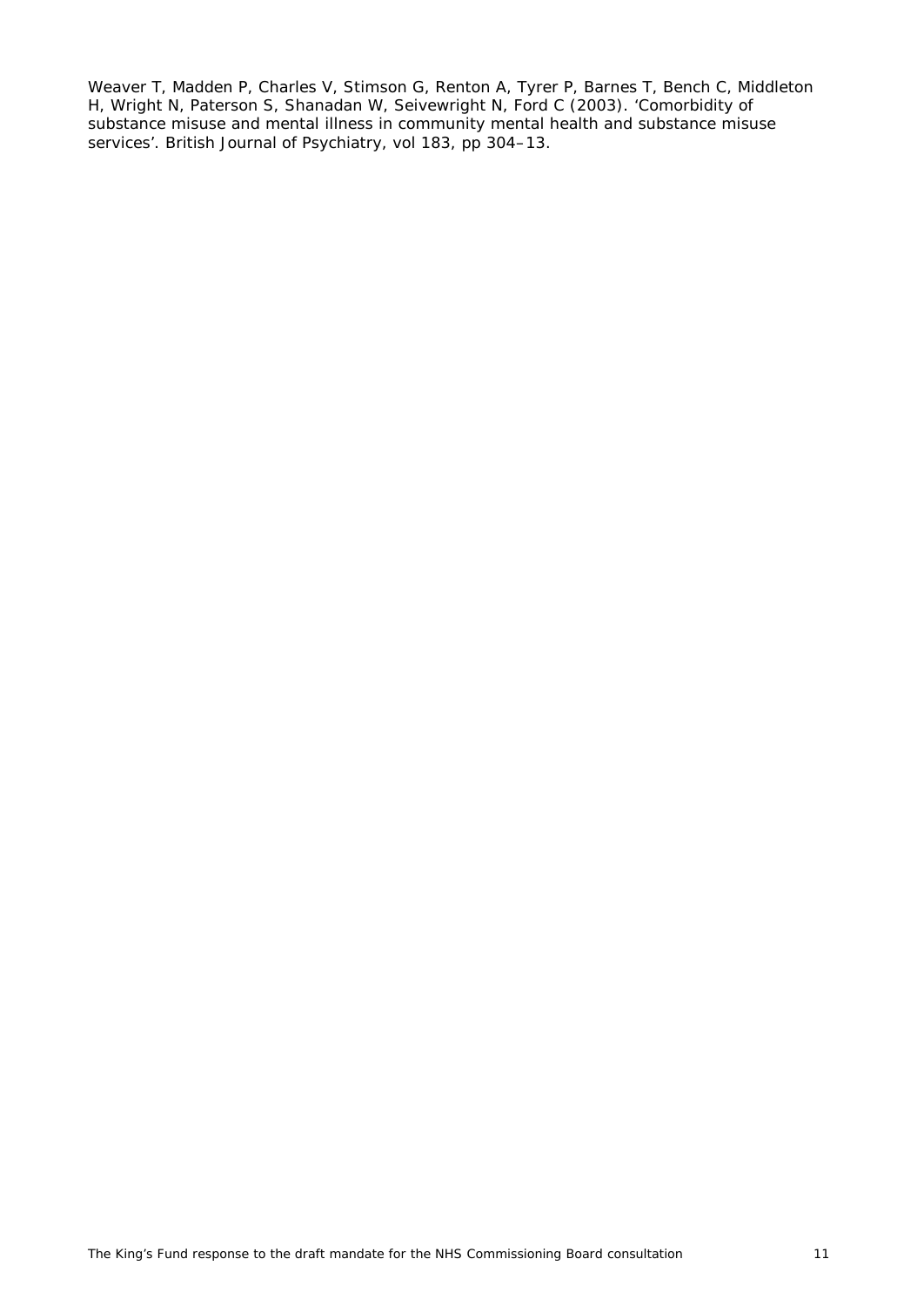Weaver T, Madden P, Charles V, Stimson G, Renton A, Tyrer P, Barnes T, Bench C, Middleton H, Wright N, Paterson S, Shanadan W, Seivewright N, Ford C (2003). 'Comorbidity of substance misuse and mental illness in community mental health and substance misuse services'. British Journal of Psychiatry, vol 183, pp 304–13.